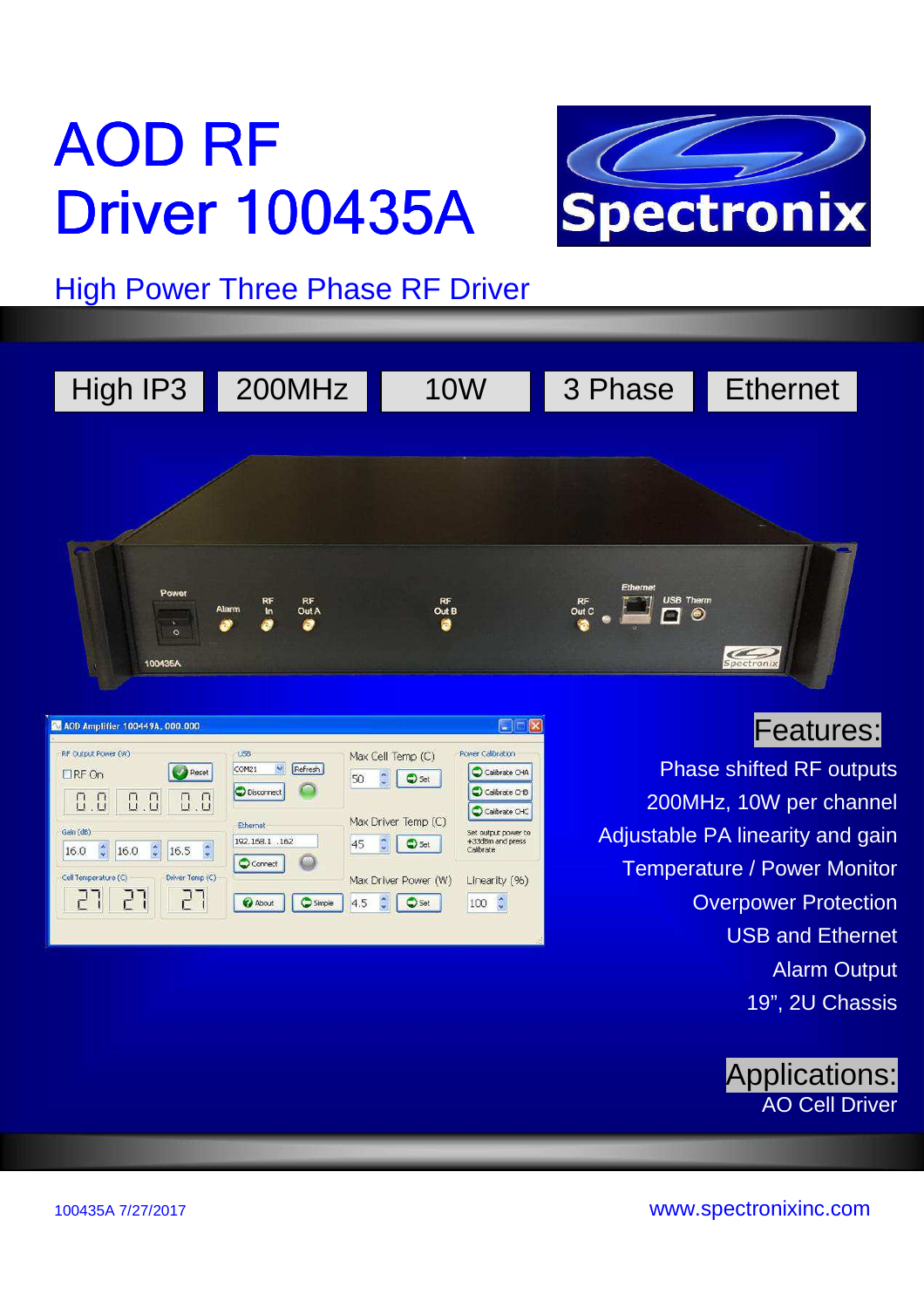# AOD RF Driver 100435A

Spectronix

## High Power Three Phase RF Driver

High IP3 | 200MHz | 10W | 3 Phase | Ethernet

## Features:

- Phase shifted RF outputs
- 200MHz, 10W per channel
- Adjustable PA linearity and gain
- Temperature / Power Monitor
- Overpower Protection
- USB and Ethernet
- Alarm Output
- 19”, 2U Chassis

## Applications:

AO Cell Driver

100435A 7/27/2017

www.spectronixinc.com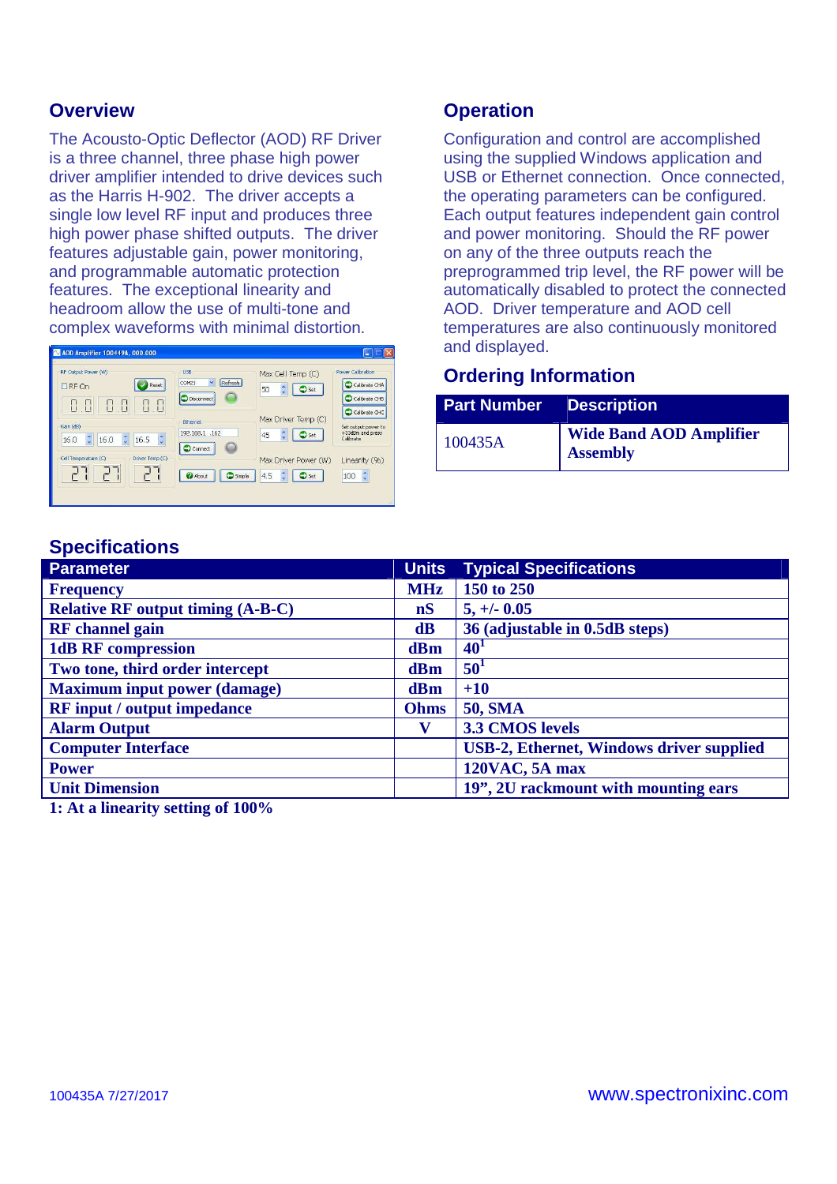## Overview

The Acousto-Optic Deflector (AOD) RF Driver is a three channel, three phase high power driver amplifier intended to drive devices such as the Harris H-902. The driver accepts a single low level RF input and produces three high power phase shifted outputs. The driver features adjustable gain, power monitoring, and programmable automatic protection features. The exceptional linearity and headroom allow the use of multi-tone and complex waveforms with minimal distortion.

## Operation

Configuration and control are accomplished using the supplied Windows application and USB or Ethernet connection. Once connected, the operating parameters can be configured. Each output features independent gain control and power monitoring. Should the RF power on any of the three outputs reach the preprogrammed trip level, the RF power will be automatically disabled to protect the connected AOD. Driver temperature and AOD cell temperatures are also continuously monitored and displayed.

## Ordering Information

| Part Number | Description |
|---|---|
| 100435A | **Wide Band AOD Amplifier Assembly** |

## Specifications

| Parameter | Units | Typical Specifications |
|---|---|---|
| **Frequency** | **MHz** | **150 to 250** |
| **Relative RF output timing (A-B-C)** | **nS** | **5, +/- 0.05** |
| **RF channel gain** | **dB** | **36 (adjustable in 0.5dB steps)** |
| **1dB RF compression** | **dBm** | **40[1]** |
| **Two tone, third order intercept** | **dBm** | **50[1]** |
| **Maximum input power (damage)** | **dBm** | **+10** |
| **RF input / output impedance** | **Ohms** | **50, SMA** |
| **Alarm Output** | **V** | **3.3 CMOS levels** |
| **Computer Interface** | | **USB-2, Ethernet, Windows driver supplied** |
| **Power** | | **120VAC, 5A max** |
| **Unit Dimension** | | **19", 2U rackmount with mounting ears** |

**1: At a linearity setting of 100%**

100435A 7/27/2017

www.spectronixinc.com